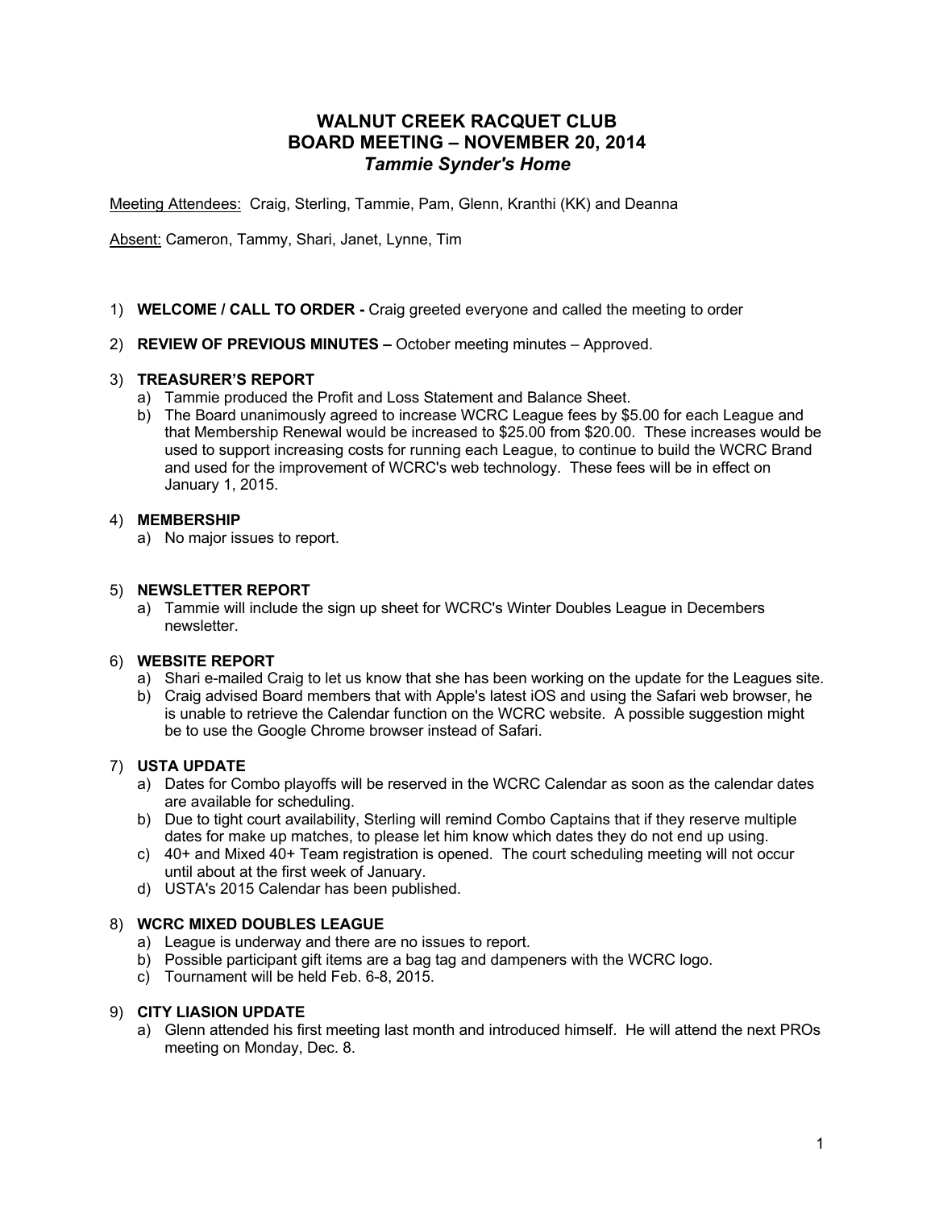# WALNUT CREEK RACQUET CLUB
# BOARD MEETING – NOVEMBER 20, 2014
## *Tammie Synder's Home*

Meeting Attendees: Craig, Sterling, Tammie, Pam, Glenn, Kranthi (KK) and Deanna

Absent: Cameron, Tammy, Shari, Janet, Lynne, Tim

1) **WELCOME / CALL TO ORDER -** Craig greeted everyone and called the meeting to order

2) **REVIEW OF PREVIOUS MINUTES –** October meeting minutes – Approved.

3) **TREASURER'S REPORT**
   a) Tammie produced the Profit and Loss Statement and Balance Sheet.
   b) The Board unanimously agreed to increase WCRC League fees by $5.00 for each League and that Membership Renewal would be increased to $25.00 from $20.00. These increases would be used to support increasing costs for running each League, to continue to build the WCRC Brand and used for the improvement of WCRC's web technology. These fees will be in effect on January 1, 2015.

4) **MEMBERSHIP**
   a) No major issues to report.

5) **NEWSLETTER REPORT**
   a) Tammie will include the sign up sheet for WCRC's Winter Doubles League in Decembers newsletter.

6) **WEBSITE REPORT**
   a) Shari e-mailed Craig to let us know that she has been working on the update for the Leagues site.
   b) Craig advised Board members that with Apple's latest iOS and using the Safari web browser, he is unable to retrieve the Calendar function on the WCRC website. A possible suggestion might be to use the Google Chrome browser instead of Safari.

7) **USTA UPDATE**
   a) Dates for Combo playoffs will be reserved in the WCRC Calendar as soon as the calendar dates are available for scheduling.
   b) Due to tight court availability, Sterling will remind Combo Captains that if they reserve multiple dates for make up matches, to please let him know which dates they do not end up using.
   c) 40+ and Mixed 40+ Team registration is opened. The court scheduling meeting will not occur until about at the first week of January.
   d) USTA's 2015 Calendar has been published.

8) **WCRC MIXED DOUBLES LEAGUE**
   a) League is underway and there are no issues to report.
   b) Possible participant gift items are a bag tag and dampeners with the WCRC logo.
   c) Tournament will be held Feb. 6-8, 2015.

9) **CITY LIASION UPDATE**
   a) Glenn attended his first meeting last month and introduced himself. He will attend the next PROs meeting on Monday, Dec. 8.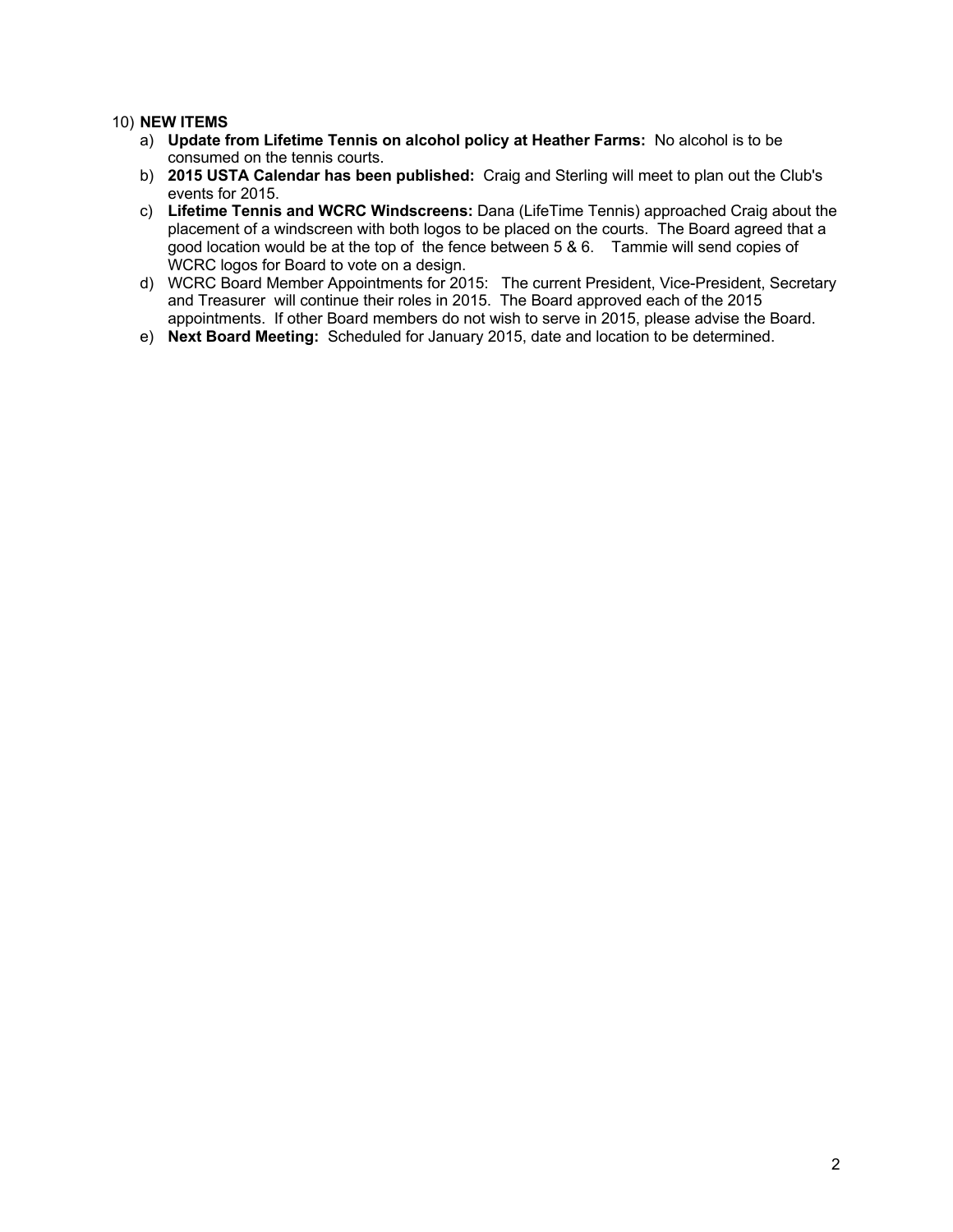10) **NEW ITEMS**

a) **Update from Lifetime Tennis on alcohol policy at Heather Farms:** No alcohol is to be consumed on the tennis courts.

b) **2015 USTA Calendar has been published:** Craig and Sterling will meet to plan out the Club's events for 2015.

c) **Lifetime Tennis and WCRC Windscreens:** Dana (LifeTime Tennis) approached Craig about the placement of a windscreen with both logos to be placed on the courts. The Board agreed that a good location would be at the top of the fence between 5 & 6. Tammie will send copies of WCRC logos for Board to vote on a design.

d) WCRC Board Member Appointments for 2015: The current President, Vice-President, Secretary and Treasurer will continue their roles in 2015. The Board approved each of the 2015 appointments. If other Board members do not wish to serve in 2015, please advise the Board.

e) **Next Board Meeting:** Scheduled for January 2015, date and location to be determined.